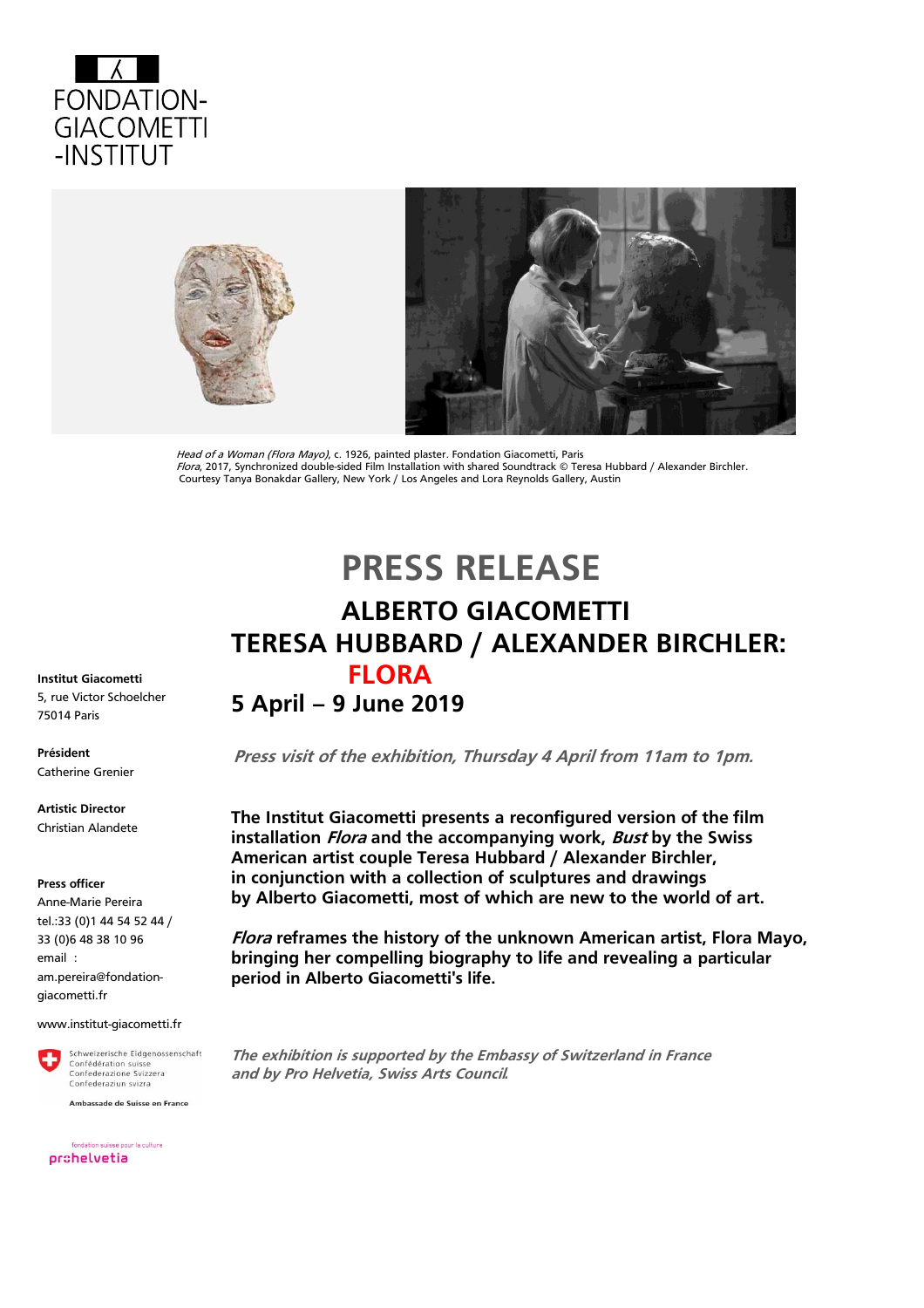FONDATION-GIACOMETTI-INSTITUT

*Head of a Woman (Flora Mayo)*, c. 1926, painted plaster. Fondation Giacometti, Paris
*Flora*, 2017, Synchronized double-sided Film Installation with shared Soundtrack © Teresa Hubbard / Alexander Birchler. Courtesy Tanya Bonakdar Gallery, New York / Los Angeles and Lora Reynolds Gallery, Austin

# PRESS RELEASE

## ALBERTO GIACOMETTI
## TERESA HUBBARD / ALEXANDER BIRCHLER: FLORA

## 5 April – 9 June 2019

***Press visit of the exhibition, Thursday 4 April from 11am to 1pm.***

**The Institut Giacometti presents a reconfigured version of the film installation *Flora* and the accompanying work, *Bust* by the Swiss American artist couple Teresa Hubbard / Alexander Birchler, in conjunction with a collection of sculptures and drawings by Alberto Giacometti, most of which are new to the world of art.**

***Flora* reframes the history of the unknown American artist, Flora Mayo, bringing her compelling biography to life and revealing a particular period in Alberto Giacometti's life.**

***The exhibition is supported by the Embassy of Switzerland in France and by Pro Helvetia, Swiss Arts Council.***

**Institut Giacometti**
5, rue Victor Schoelcher
75014 Paris

**Président**
Catherine Grenier

**Artistic Director**
Christian Alandete

**Press officer**
Anne-Marie Pereira
tel.:33 (0)1 44 54 52 44 / 33 (0)6 48 38 10 96
email : am.pereira@fondation-giacometti.fr

www.institut-giacometti.fr

Schweizerische Eidgenossenschaft
Confédération suisse
Confederazione Svizzera
Confederaziun svizra

Ambassade de Suisse en France

fondation suisse pour la culture
prohelvetia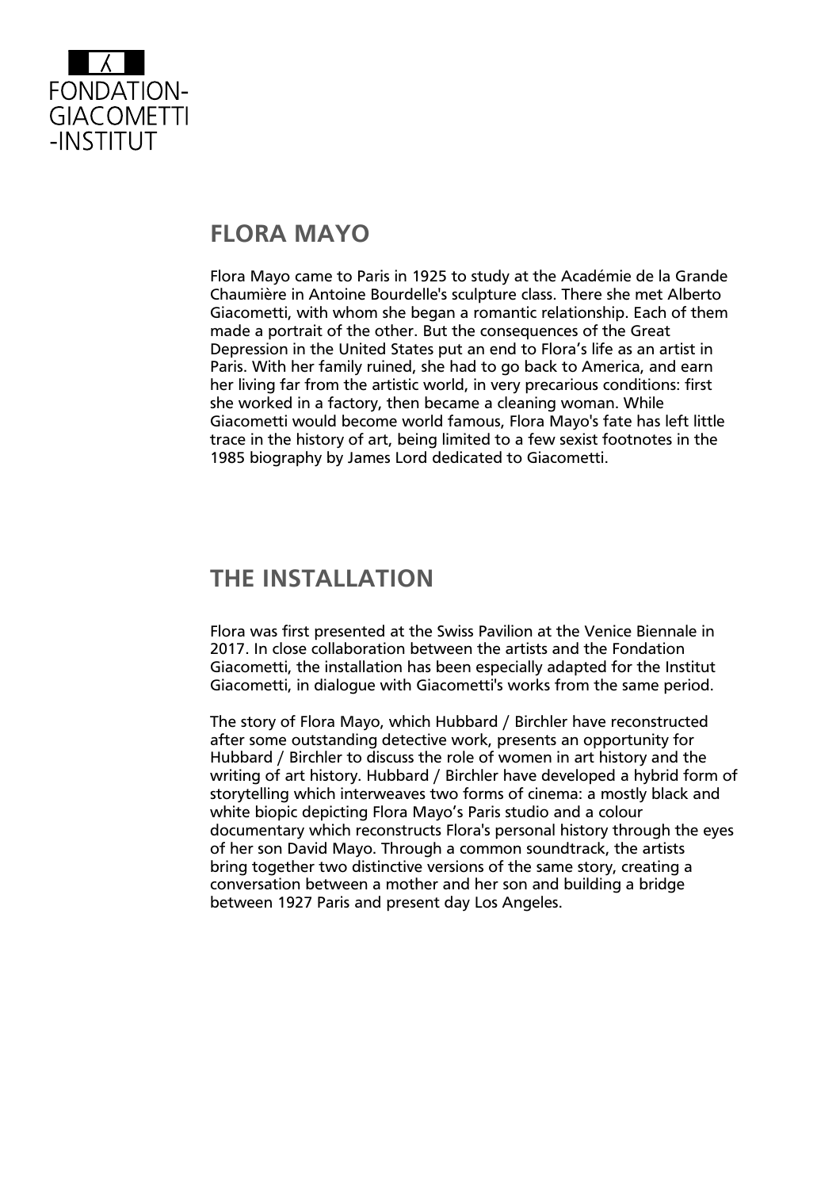## FLORA MAYO

Flora Mayo came to Paris in 1925 to study at the Académie de la Grande Chaumière in Antoine Bourdelle's sculpture class. There she met Alberto Giacometti, with whom she began a romantic relationship. Each of them made a portrait of the other. But the consequences of the Great Depression in the United States put an end to Flora's life as an artist in Paris. With her family ruined, she had to go back to America, and earn her living far from the artistic world, in very precarious conditions: first she worked in a factory, then became a cleaning woman. While Giacometti would become world famous, Flora Mayo's fate has left little trace in the history of art, being limited to a few sexist footnotes in the 1985 biography by James Lord dedicated to Giacometti.

## THE INSTALLATION

Flora was first presented at the Swiss Pavilion at the Venice Biennale in 2017. In close collaboration between the artists and the Fondation Giacometti, the installation has been especially adapted for the Institut Giacometti, in dialogue with Giacometti's works from the same period.

The story of Flora Mayo, which Hubbard / Birchler have reconstructed after some outstanding detective work, presents an opportunity for Hubbard / Birchler to discuss the role of women in art history and the writing of art history. Hubbard / Birchler have developed a hybrid form of storytelling which interweaves two forms of cinema: a mostly black and white biopic depicting Flora Mayo's Paris studio and a colour documentary which reconstructs Flora's personal history through the eyes of her son David Mayo. Through a common soundtrack, the artists bring together two distinctive versions of the same story, creating a conversation between a mother and her son and building a bridge between 1927 Paris and present day Los Angeles.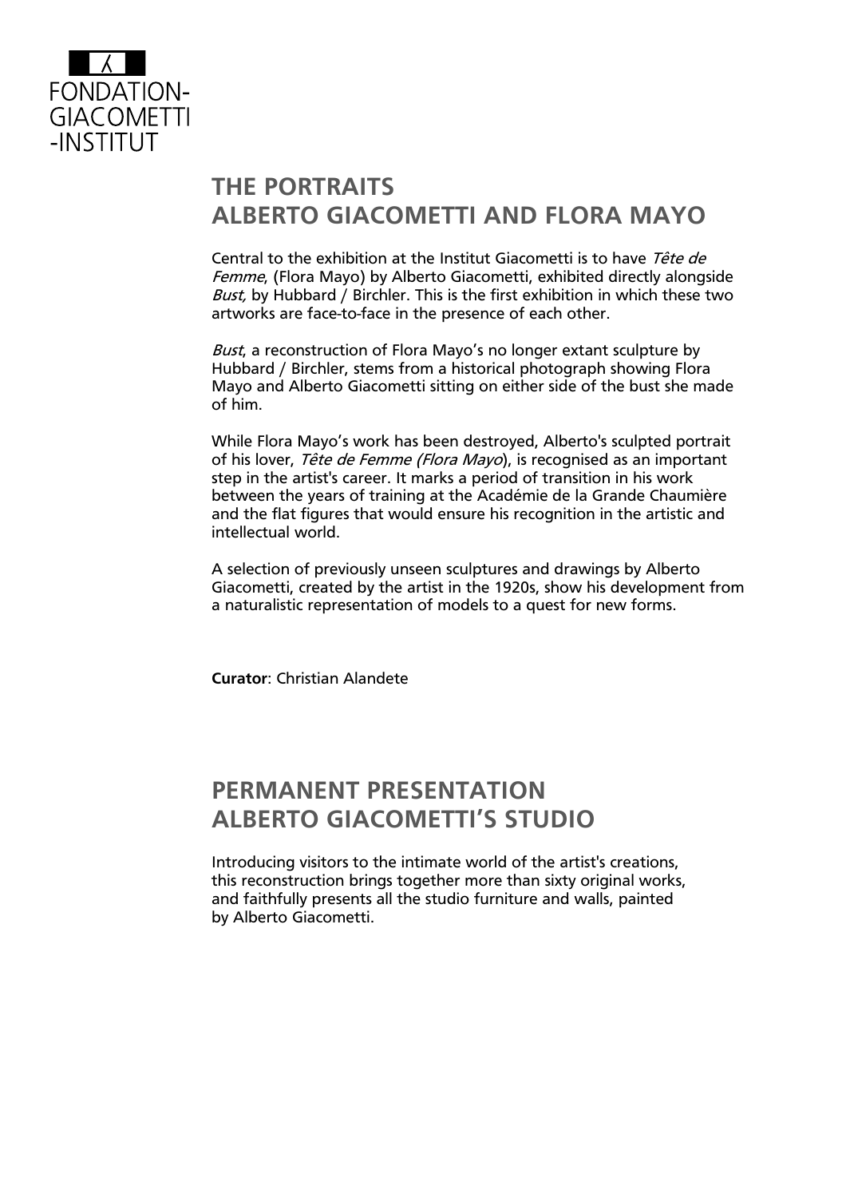FONDATION-GIACOMETTI-INSTITUT

## THE PORTRAITS
## ALBERTO GIACOMETTI AND FLORA MAYO

Central to the exhibition at the Institut Giacometti is to have *Tête de Femme*, (Flora Mayo) by Alberto Giacometti, exhibited directly alongside *Bust,* by Hubbard / Birchler. This is the first exhibition in which these two artworks are face-to-face in the presence of each other.

*Bust*, a reconstruction of Flora Mayo's no longer extant sculpture by Hubbard / Birchler, stems from a historical photograph showing Flora Mayo and Alberto Giacometti sitting on either side of the bust she made of him.

While Flora Mayo's work has been destroyed, Alberto's sculpted portrait of his lover, *Tête de Femme (Flora Mayo*), is recognised as an important step in the artist's career. It marks a period of transition in his work between the years of training at the Académie de la Grande Chaumière and the flat figures that would ensure his recognition in the artistic and intellectual world.

A selection of previously unseen sculptures and drawings by Alberto Giacometti, created by the artist in the 1920s, show his development from a naturalistic representation of models to a quest for new forms.

**Curator**: Christian Alandete

## PERMANENT PRESENTATION
## ALBERTO GIACOMETTI'S STUDIO

Introducing visitors to the intimate world of the artist's creations, this reconstruction brings together more than sixty original works, and faithfully presents all the studio furniture and walls, painted by Alberto Giacometti.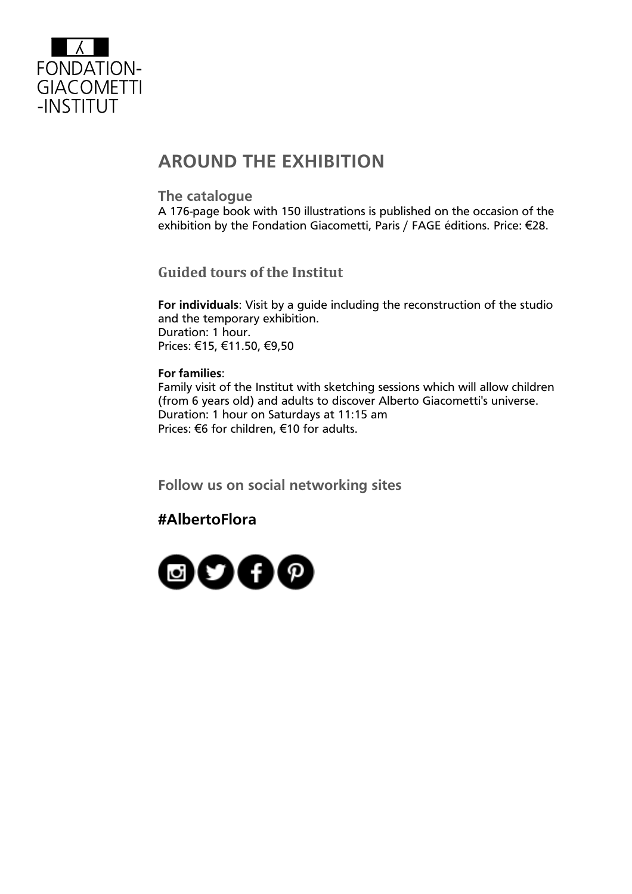FONDATION-
GIACOMETTI
-INSTITUT

# AROUND THE EXHIBITION

### The catalogue

A 176-page book with 150 illustrations is published on the occasion of the exhibition by the Fondation Giacometti, Paris / FAGE éditions. Price: €28.

### Guided tours of the Institut

**For individuals**: Visit by a guide including the reconstruction of the studio and the temporary exhibition.
Duration: 1 hour.
Prices: €15, €11.50, €9,50

**For families**:
Family visit of the Institut with sketching sessions which will allow children (from 6 years old) and adults to discover Alberto Giacometti's universe.
Duration: 1 hour on Saturdays at 11:15 am
Prices: €6 for children, €10 for adults.

### Follow us on social networking sites

## #AlbertoFlora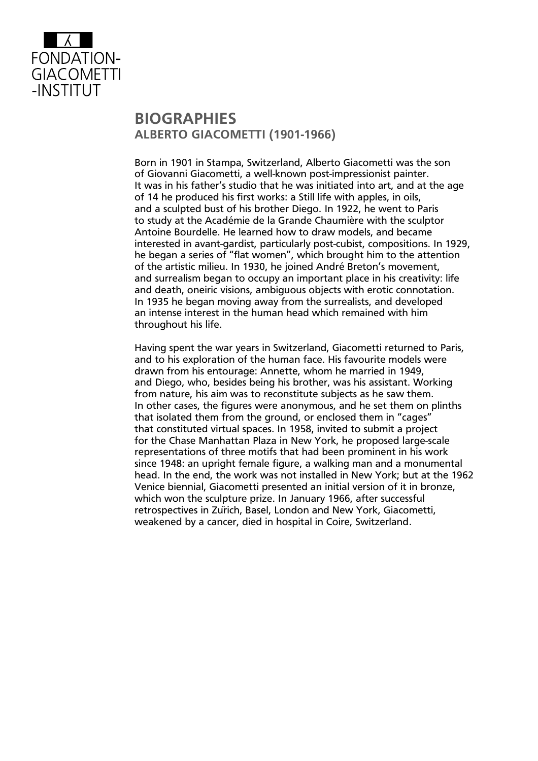# BIOGRAPHIES

## ALBERTO GIACOMETTI (1901-1966)

Born in 1901 in Stampa, Switzerland, Alberto Giacometti was the son of Giovanni Giacometti, a well-known post-impressionist painter. It was in his father's studio that he was initiated into art, and at the age of 14 he produced his first works: a Still life with apples, in oils, and a sculpted bust of his brother Diego. In 1922, he went to Paris to study at the Académie de la Grande Chaumière with the sculptor Antoine Bourdelle. He learned how to draw models, and became interested in avant-gardist, particularly post-cubist, compositions. In 1929, he began a series of "flat women", which brought him to the attention of the artistic milieu. In 1930, he joined André Breton's movement, and surrealism began to occupy an important place in his creativity: life and death, oneiric visions, ambiguous objects with erotic connotation. In 1935 he began moving away from the surrealists, and developed an intense interest in the human head which remained with him throughout his life.

Having spent the war years in Switzerland, Giacometti returned to Paris, and to his exploration of the human face. His favourite models were drawn from his entourage: Annette, whom he married in 1949, and Diego, who, besides being his brother, was his assistant. Working from nature, his aim was to reconstitute subjects as he saw them. In other cases, the figures were anonymous, and he set them on plinths that isolated them from the ground, or enclosed them in "cages" that constituted virtual spaces. In 1958, invited to submit a project for the Chase Manhattan Plaza in New York, he proposed large-scale representations of three motifs that had been prominent in his work since 1948: an upright female figure, a walking man and a monumental head. In the end, the work was not installed in New York; but at the 1962 Venice biennial, Giacometti presented an initial version of it in bronze, which won the sculpture prize. In January 1966, after successful retrospectives in Zürich, Basel, London and New York, Giacometti, weakened by a cancer, died in hospital in Coire, Switzerland.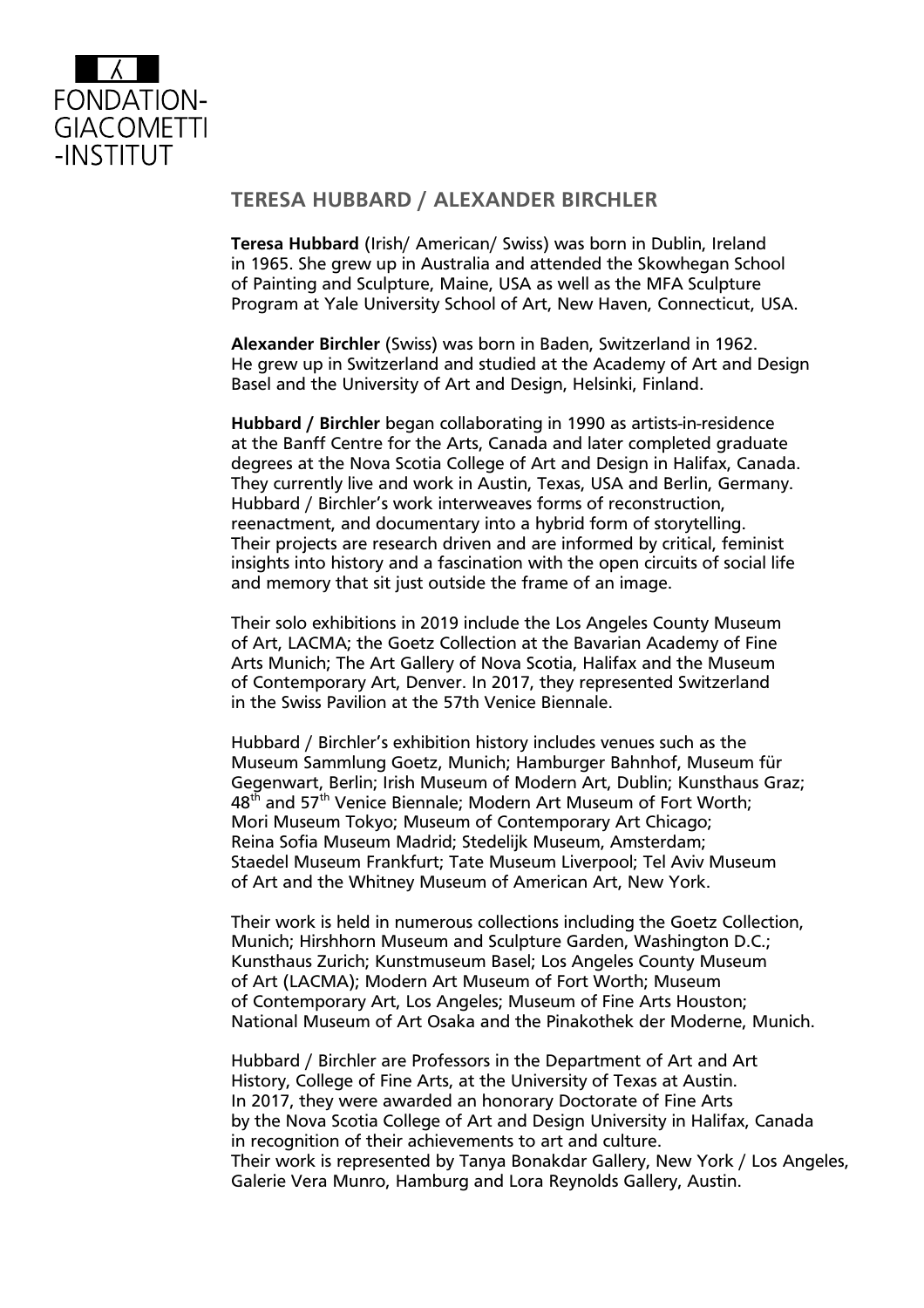# TERESA HUBBARD / ALEXANDER BIRCHLER

**Teresa Hubbard** (Irish/ American/ Swiss) was born in Dublin, Ireland in 1965. She grew up in Australia and attended the Skowhegan School of Painting and Sculpture, Maine, USA as well as the MFA Sculpture Program at Yale University School of Art, New Haven, Connecticut, USA.

**Alexander Birchler** (Swiss) was born in Baden, Switzerland in 1962. He grew up in Switzerland and studied at the Academy of Art and Design Basel and the University of Art and Design, Helsinki, Finland.

**Hubbard / Birchler** began collaborating in 1990 as artists-in-residence at the Banff Centre for the Arts, Canada and later completed graduate degrees at the Nova Scotia College of Art and Design in Halifax, Canada. They currently live and work in Austin, Texas, USA and Berlin, Germany. Hubbard / Birchler's work interweaves forms of reconstruction, reenactment, and documentary into a hybrid form of storytelling. Their projects are research driven and are informed by critical, feminist insights into history and a fascination with the open circuits of social life and memory that sit just outside the frame of an image.

Their solo exhibitions in 2019 include the Los Angeles County Museum of Art, LACMA; the Goetz Collection at the Bavarian Academy of Fine Arts Munich; The Art Gallery of Nova Scotia, Halifax and the Museum of Contemporary Art, Denver. In 2017, they represented Switzerland in the Swiss Pavilion at the 57th Venice Biennale.

Hubbard / Birchler's exhibition history includes venues such as the Museum Sammlung Goetz, Munich; Hamburger Bahnhof, Museum für Gegenwart, Berlin; Irish Museum of Modern Art, Dublin; Kunsthaus Graz; 48th and 57th Venice Biennale; Modern Art Museum of Fort Worth; Mori Museum Tokyo; Museum of Contemporary Art Chicago; Reina Sofia Museum Madrid; Stedelijk Museum, Amsterdam; Staedel Museum Frankfurt; Tate Museum Liverpool; Tel Aviv Museum of Art and the Whitney Museum of American Art, New York.

Their work is held in numerous collections including the Goetz Collection, Munich; Hirshhorn Museum and Sculpture Garden, Washington D.C.; Kunsthaus Zurich; Kunstmuseum Basel; Los Angeles County Museum of Art (LACMA); Modern Art Museum of Fort Worth; Museum of Contemporary Art, Los Angeles; Museum of Fine Arts Houston; National Museum of Art Osaka and the Pinakothek der Moderne, Munich.

Hubbard / Birchler are Professors in the Department of Art and Art History, College of Fine Arts, at the University of Texas at Austin. In 2017, they were awarded an honorary Doctorate of Fine Arts by the Nova Scotia College of Art and Design University in Halifax, Canada in recognition of their achievements to art and culture. Their work is represented by Tanya Bonakdar Gallery, New York / Los Angeles, Galerie Vera Munro, Hamburg and Lora Reynolds Gallery, Austin.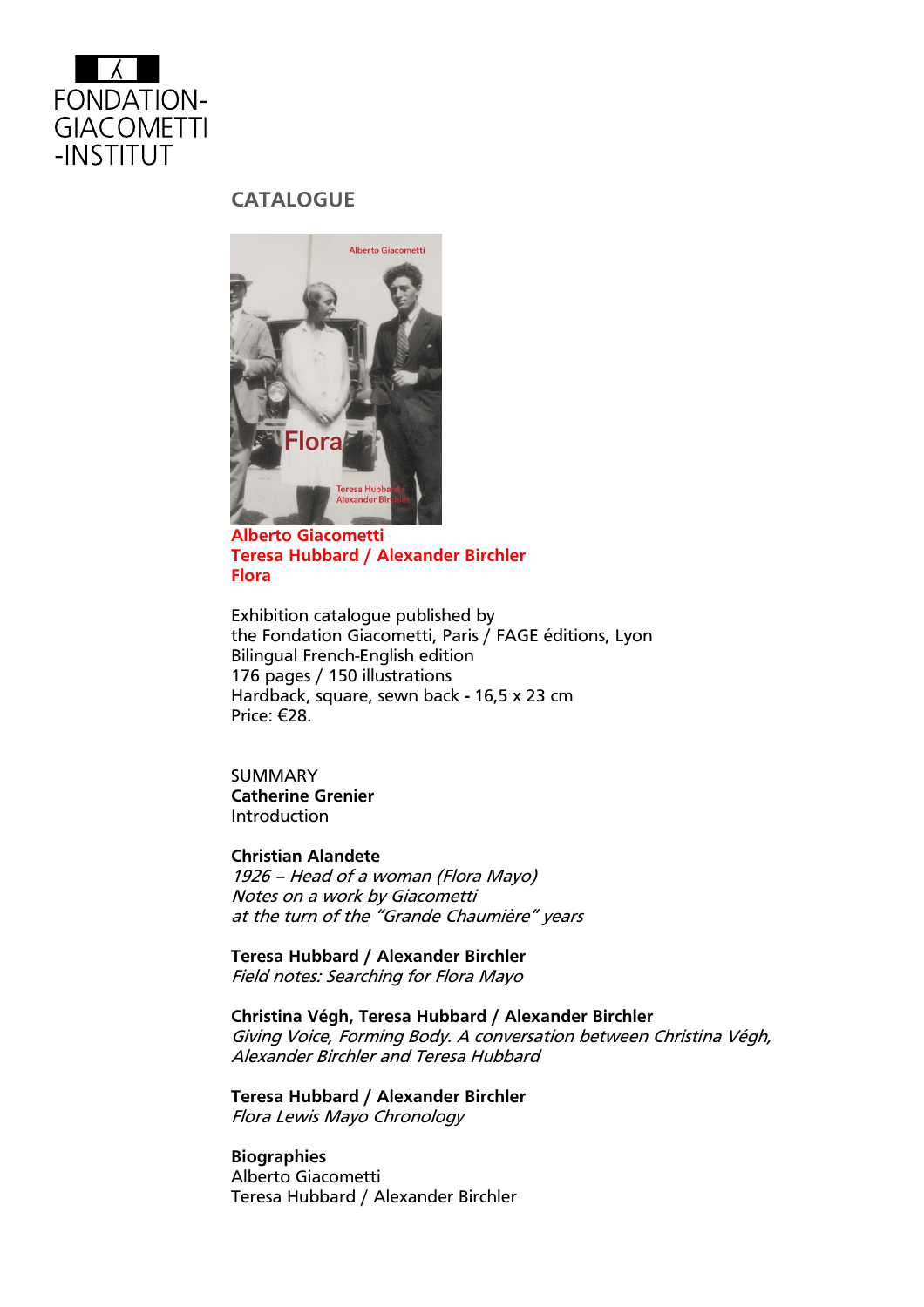FONDATION-
GIACOMETTI
-INSTITUT

## CATALOGUE

**Alberto Giacometti**
**Teresa Hubbard / Alexander Birchler**
**Flora**

Exhibition catalogue published by
the Fondation Giacometti, Paris / FAGE éditions, Lyon
Bilingual French-English edition
176 pages / 150 illustrations
Hardback, square, sewn back - 16,5 x 23 cm
Price: €28.

SUMMARY
**Catherine Grenier**
Introduction

**Christian Alandete**
*1926 – Head of a woman (Flora Mayo)*
*Notes on a work by Giacometti*
*at the turn of the "Grande Chaumière" years*

**Teresa Hubbard / Alexander Birchler**
*Field notes: Searching for Flora Mayo*

**Christina Végh, Teresa Hubbard / Alexander Birchler**
*Giving Voice, Forming Body. A conversation between Christina Végh, Alexander Birchler and Teresa Hubbard*

**Teresa Hubbard / Alexander Birchler**
*Flora Lewis Mayo Chronology*

**Biographies**
Alberto Giacometti
Teresa Hubbard / Alexander Birchler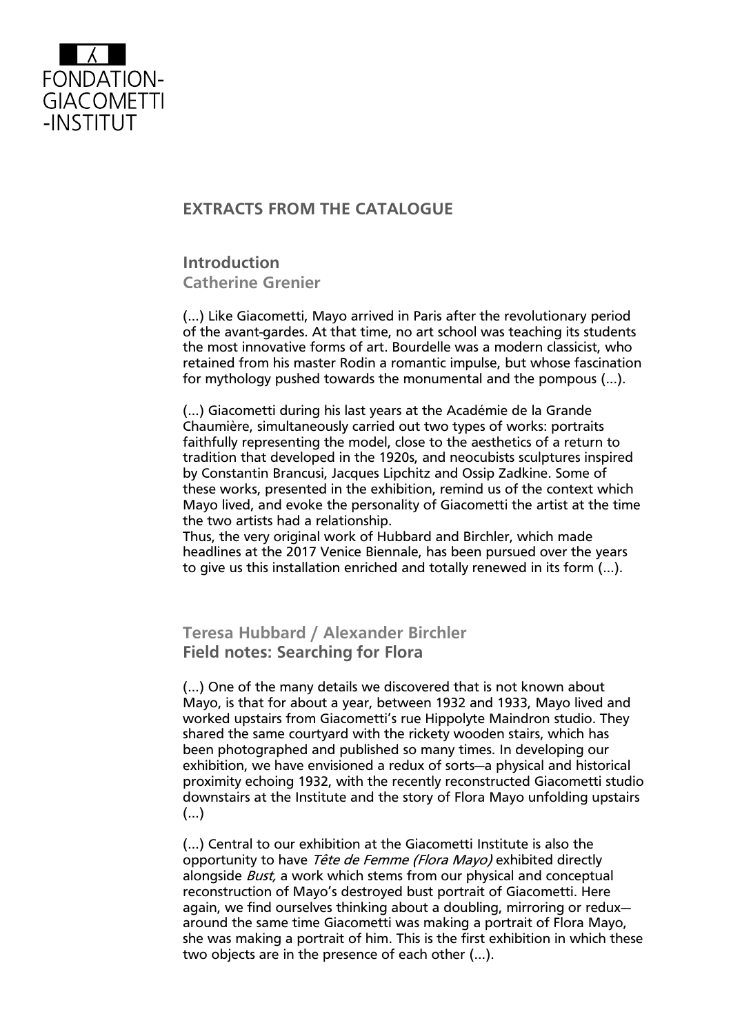FONDATION-GIACOMETTI-INSTITUT

## EXTRACTS FROM THE CATALOGUE

### Introduction
**Catherine Grenier**

(...) Like Giacometti, Mayo arrived in Paris after the revolutionary period of the avant-gardes. At that time, no art school was teaching its students the most innovative forms of art. Bourdelle was a modern classicist, who retained from his master Rodin a romantic impulse, but whose fascination for mythology pushed towards the monumental and the pompous (...).

(...) Giacometti during his last years at the Académie de la Grande Chaumière, simultaneously carried out two types of works: portraits faithfully representing the model, close to the aesthetics of a return to tradition that developed in the 1920s, and neocubists sculptures inspired by Constantin Brancusi, Jacques Lipchitz and Ossip Zadkine. Some of these works, presented in the exhibition, remind us of the context which Mayo lived, and evoke the personality of Giacometti the artist at the time the two artists had a relationship.
Thus, the very original work of Hubbard and Birchler, which made headlines at the 2017 Venice Biennale, has been pursued over the years to give us this installation enriched and totally renewed in its form (...).

### Teresa Hubbard / Alexander Birchler
**Field notes: Searching for Flora**

(...) One of the many details we discovered that is not known about Mayo, is that for about a year, between 1932 and 1933, Mayo lived and worked upstairs from Giacometti's rue Hippolyte Maindron studio. They shared the same courtyard with the rickety wooden stairs, which has been photographed and published so many times. In developing our exhibition, we have envisioned a redux of sorts—a physical and historical proximity echoing 1932, with the recently reconstructed Giacometti studio downstairs at the Institute and the story of Flora Mayo unfolding upstairs (...)

(...) Central to our exhibition at the Giacometti Institute is also the opportunity to have *Tête de Femme (Flora Mayo)* exhibited directly alongside *Bust,* a work which stems from our physical and conceptual reconstruction of Mayo's destroyed bust portrait of Giacometti. Here again, we find ourselves thinking about a doubling, mirroring or redux—around the same time Giacometti was making a portrait of Flora Mayo, she was making a portrait of him. This is the first exhibition in which these two objects are in the presence of each other (...).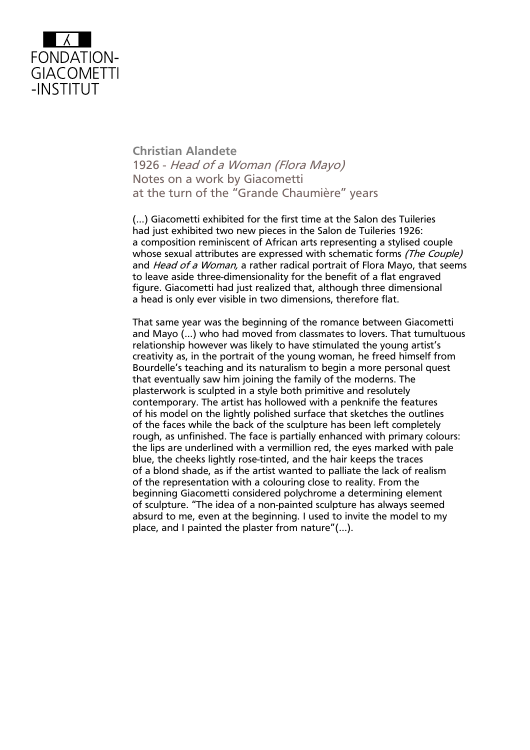**Christian Alandete**
1926 - *Head of a Woman (Flora Mayo)*
Notes on a work by Giacometti
at the turn of the "Grande Chaumière" years

(...) Giacometti exhibited for the first time at the Salon des Tuileries had just exhibited two new pieces in the Salon de Tuileries 1926: a composition reminiscent of African arts representing a stylised couple whose sexual attributes are expressed with schematic forms *(The Couple)* and *Head of a Woman,* a rather radical portrait of Flora Mayo, that seems to leave aside three-dimensionality for the benefit of a flat engraved figure. Giacometti had just realized that, although three dimensional a head is only ever visible in two dimensions, therefore flat.

That same year was the beginning of the romance between Giacometti and Mayo (...) who had moved from classmates to lovers. That tumultuous relationship however was likely to have stimulated the young artist's creativity as, in the portrait of the young woman, he freed himself from Bourdelle's teaching and its naturalism to begin a more personal quest that eventually saw him joining the family of the moderns. The plasterwork is sculpted in a style both primitive and resolutely contemporary. The artist has hollowed with a penknife the features of his model on the lightly polished surface that sketches the outlines of the faces while the back of the sculpture has been left completely rough, as unfinished. The face is partially enhanced with primary colours: the lips are underlined with a vermillion red, the eyes marked with pale blue, the cheeks lightly rose-tinted, and the hair keeps the traces of a blond shade, as if the artist wanted to palliate the lack of realism of the representation with a colouring close to reality. From the beginning Giacometti considered polychrome a determining element of sculpture. "The idea of a non-painted sculpture has always seemed absurd to me, even at the beginning. I used to invite the model to my place, and I painted the plaster from nature"(...).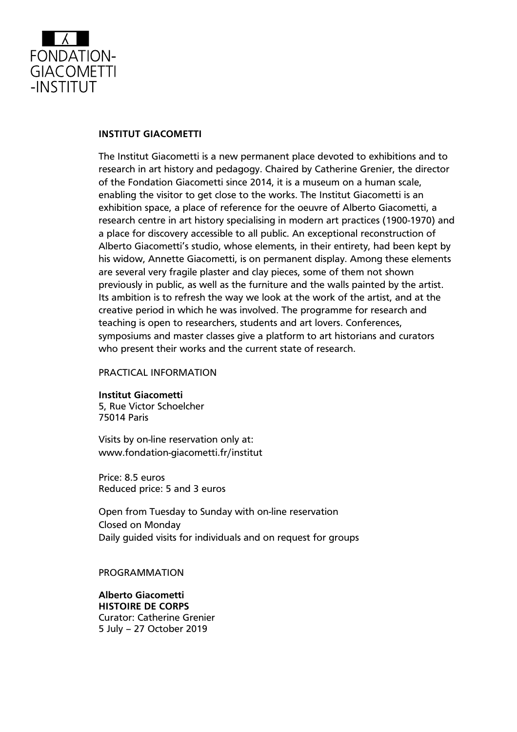FONDATION-GIACOMETTI-INSTITUT

## INSTITUT GIACOMETTI

The Institut Giacometti is a new permanent place devoted to exhibitions and to research in art history and pedagogy. Chaired by Catherine Grenier, the director of the Fondation Giacometti since 2014, it is a museum on a human scale, enabling the visitor to get close to the works. The Institut Giacometti is an exhibition space, a place of reference for the oeuvre of Alberto Giacometti, a research centre in art history specialising in modern art practices (1900-1970) and a place for discovery accessible to all public. An exceptional reconstruction of Alberto Giacometti's studio, whose elements, in their entirety, had been kept by his widow, Annette Giacometti, is on permanent display. Among these elements are several very fragile plaster and clay pieces, some of them not shown previously in public, as well as the furniture and the walls painted by the artist. Its ambition is to refresh the way we look at the work of the artist, and at the creative period in which he was involved. The programme for research and teaching is open to researchers, students and art lovers. Conferences, symposiums and master classes give a platform to art historians and curators who present their works and the current state of research.

PRACTICAL INFORMATION

**Institut Giacometti**
5, Rue Victor Schoelcher
75014 Paris

Visits by on-line reservation only at:
www.fondation-giacometti.fr/institut

Price: 8.5 euros
Reduced price: 5 and 3 euros

Open from Tuesday to Sunday with on-line reservation
Closed on Monday
Daily guided visits for individuals and on request for groups

PROGRAMMATION

**Alberto Giacometti**
**HISTOIRE DE CORPS**
Curator: Catherine Grenier
5 July – 27 October 2019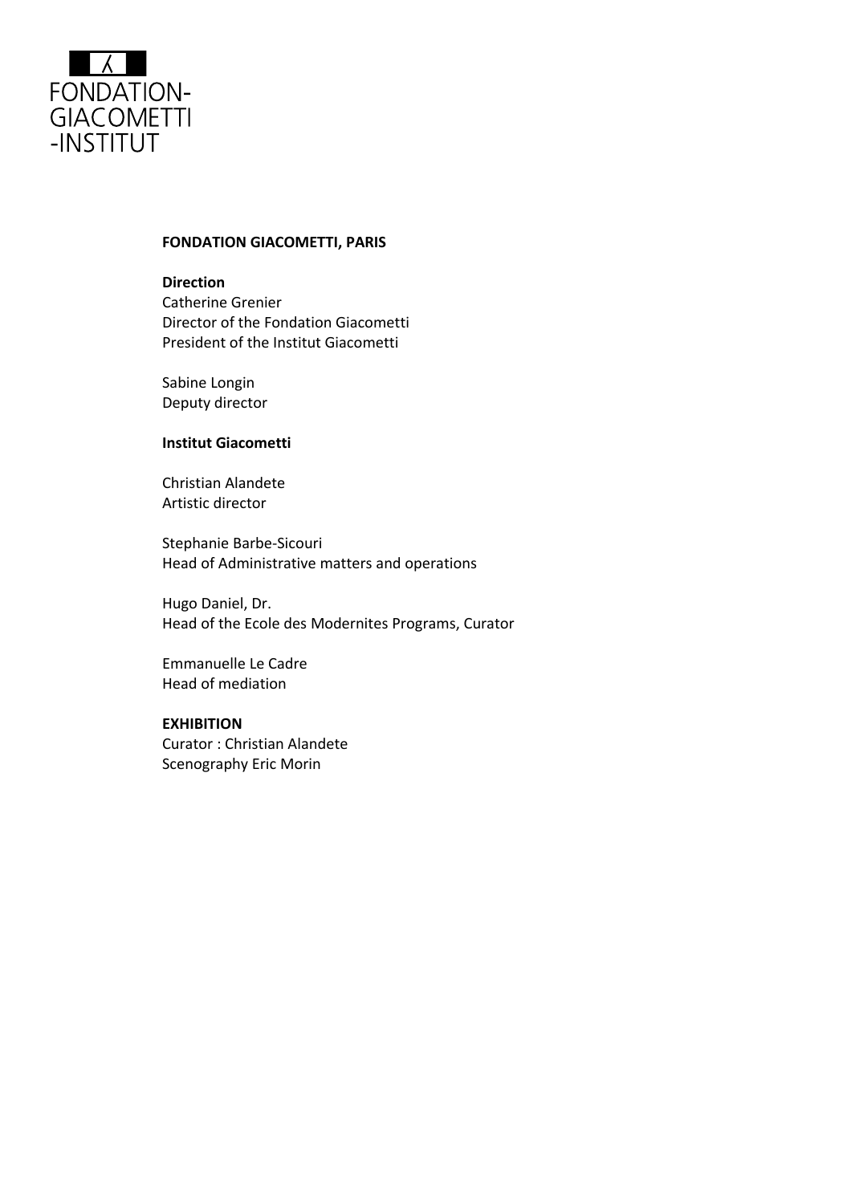FONDATION-
GIACOMETTI
-INSTITUT

**FONDATION GIACOMETTI, PARIS**

**Direction**
Catherine Grenier
Director of the Fondation Giacometti
President of the Institut Giacometti

Sabine Longin
Deputy director

**Institut Giacometti**

Christian Alandete
Artistic director

Stephanie Barbe-Sicouri
Head of Administrative matters and operations

Hugo Daniel, Dr.
Head of the Ecole des Modernites Programs, Curator

Emmanuelle Le Cadre
Head of mediation

**EXHIBITION**
Curator : Christian Alandete
Scenography Eric Morin